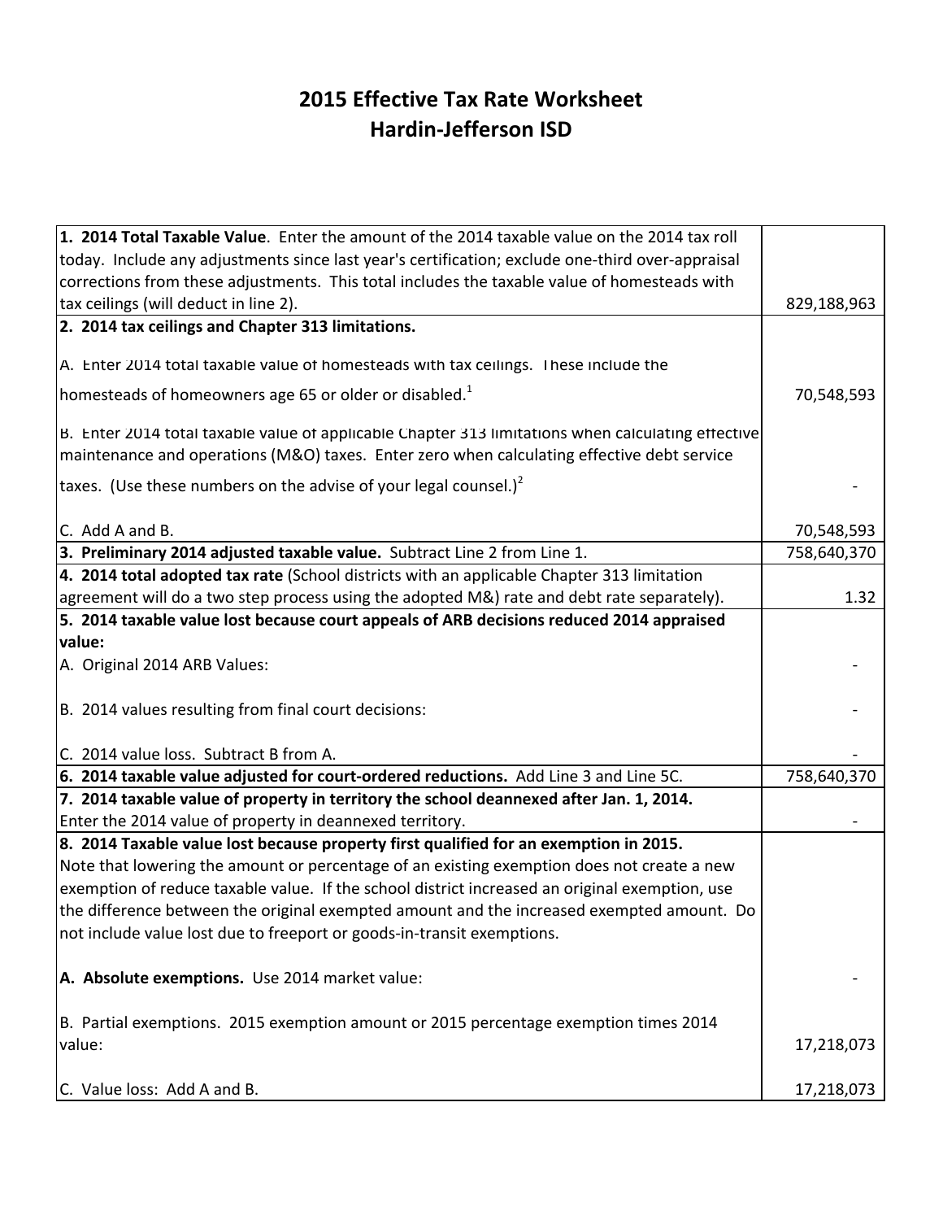# 2015 Effective Tax Rate Worksheet
# Hardin-Jefferson ISD

| | |
|---|---|
| **1. 2014 Total Taxable Value**. Enter the amount of the 2014 taxable value on the 2014 tax roll today. Include any adjustments since last year's certification; exclude one-third over-appraisal corrections from these adjustments. This total includes the taxable value of homesteads with tax ceilings (will deduct in line 2). | 829,188,963 |
| **2. 2014 tax ceilings and Chapter 313 limitations.** | |
| A. Enter 2014 total taxable value of homesteads with tax ceilings. These include the homesteads of homeowners age 65 or older or disabled.[1] | 70,548,593 |
| B. Enter 2014 total taxable value of applicable Chapter 313 limitations when calculating effective maintenance and operations (M&O) taxes. Enter zero when calculating effective debt service taxes. (Use these numbers on the advise of your legal counsel.)[2] | - |
| C. Add A and B. | 70,548,593 |
| **3. Preliminary 2014 adjusted taxable value.** Subtract Line 2 from Line 1. | 758,640,370 |
| **4. 2014 total adopted tax rate** (School districts with an applicable Chapter 313 limitation agreement will do a two step process using the adopted M&) rate and debt rate separately). | 1.32 |
| **5. 2014 taxable value lost because court appeals of ARB decisions reduced 2014 appraised value:** | |
| A. Original 2014 ARB Values: | - |
| B. 2014 values resulting from final court decisions: | - |
| C. 2014 value loss. Subtract B from A. | - |
| **6. 2014 taxable value adjusted for court-ordered reductions.** Add Line 3 and Line 5C. | 758,640,370 |
| **7. 2014 taxable value of property in territory the school deannexed after Jan. 1, 2014.** Enter the 2014 value of property in deannexed territory. | - |
| **8. 2014 Taxable value lost because property first qualified for an exemption in 2015.** Note that lowering the amount or percentage of an existing exemption does not create a new exemption of reduce taxable value. If the school district increased an original exemption, use the difference between the original exempted amount and the increased exempted amount. Do not include value lost due to freeport or goods-in-transit exemptions. | |
| **A. Absolute exemptions.** Use 2014 market value: | - |
| B. Partial exemptions. 2015 exemption amount or 2015 percentage exemption times 2014 value: | 17,218,073 |
| C. Value loss: Add A and B. | 17,218,073 |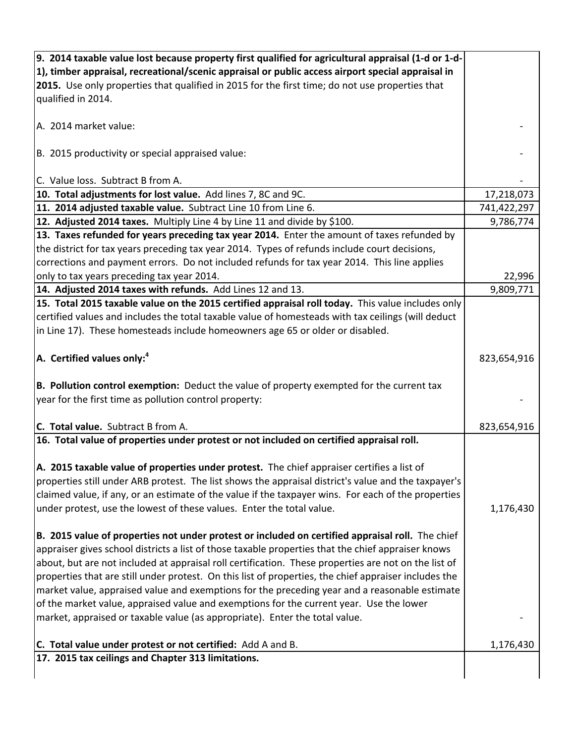| | |
|---|---|
| **9. 2014 taxable value lost because property first qualified for agricultural appraisal (1-d or 1-d-1), timber appraisal, recreational/scenic appraisal or public access airport special appraisal in 2015.** Use only properties that qualified in 2015 for the first time; do not use properties that qualified in 2014. | |
| A. 2014 market value: | - |
| B. 2015 productivity or special appraised value: | - |
| C. Value loss. Subtract B from A. | - |
| **10. Total adjustments for lost value.** Add lines 7, 8C and 9C. | 17,218,073 |
| **11. 2014 adjusted taxable value.** Subtract Line 10 from Line 6. | 741,422,297 |
| **12. Adjusted 2014 taxes.** Multiply Line 4 by Line 11 and divide by $100. | 9,786,774 |
| **13. Taxes refunded for years preceding tax year 2014.** Enter the amount of taxes refunded by the district for tax years preceding tax year 2014. Types of refunds include court decisions, corrections and payment errors. Do not included refunds for tax year 2014. This line applies only to tax years preceding tax year 2014. | 22,996 |
| **14. Adjusted 2014 taxes with refunds.** Add Lines 12 and 13. | 9,809,771 |
| **15. Total 2015 taxable value on the 2015 certified appraisal roll today.** This value includes only certified values and includes the total taxable value of homesteads with tax ceilings (will deduct in Line 17). These homesteads include homeowners age 65 or older or disabled. | |
| **A. Certified values only:**[4] | 823,654,916 |
| **B. Pollution control exemption:** Deduct the value of property exempted for the current tax year for the first time as pollution control property: | - |
| **C. Total value.** Subtract B from A. | 823,654,916 |
| **16. Total value of properties under protest or not included on certified appraisal roll.** | |
| **A. 2015 taxable value of properties under protest.** The chief appraiser certifies a list of properties still under ARB protest. The list shows the appraisal district's value and the taxpayer's claimed value, if any, or an estimate of the value if the taxpayer wins. For each of the properties under protest, use the lowest of these values. Enter the total value. | 1,176,430 |
| **B. 2015 value of properties not under protest or included on certified appraisal roll.** The chief appraiser gives school districts a list of those taxable properties that the chief appraiser knows about, but are not included at appraisal roll certification. These properties are not on the list of properties that are still under protest. On this list of properties, the chief appraiser includes the market value, appraised value and exemptions for the preceding year and a reasonable estimate of the market value, appraised value and exemptions for the current year. Use the lower market, appraised or taxable value (as appropriate). Enter the total value. | - |
| **C. Total value under protest or not certified:** Add A and B. | 1,176,430 |
| **17. 2015 tax ceilings and Chapter 313 limitations.** | |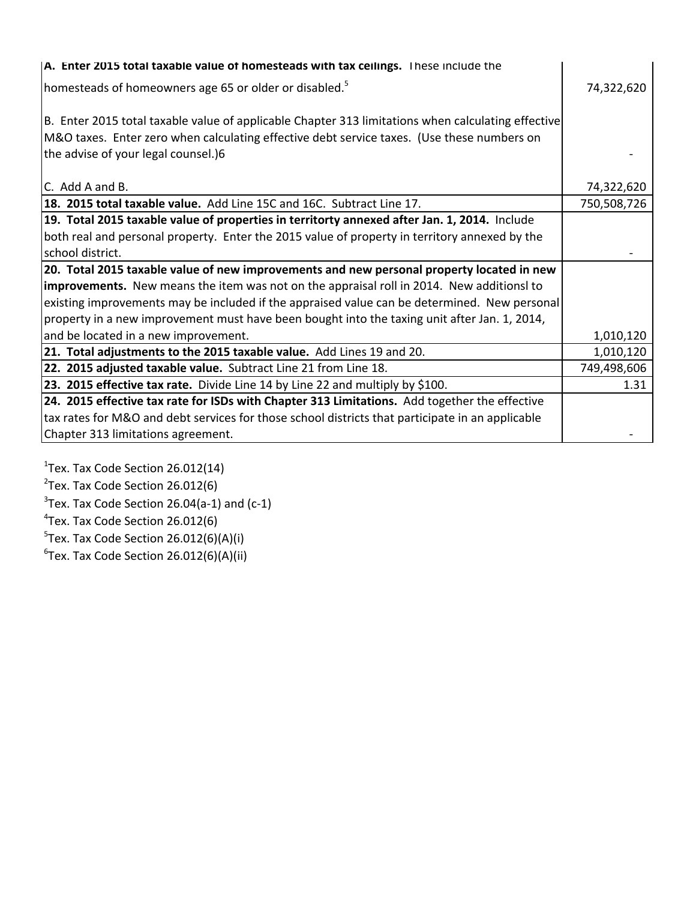| | |
|---|---|
| **A. Enter 2015 total taxable value of homesteads with tax ceilings.** These include the homesteads of homeowners age 65 or older or disabled.[5] | 74,322,620 |
| B. Enter 2015 total taxable value of applicable Chapter 313 limitations when calculating effective M&O taxes. Enter zero when calculating effective debt service taxes. (Use these numbers on the advise of your legal counsel.)6 | - |
| C. Add A and B. | 74,322,620 |
| **18. 2015 total taxable value.** Add Line 15C and 16C. Subtract Line 17. | 750,508,726 |
| **19. Total 2015 taxable value of properties in territorty annexed after Jan. 1, 2014.** Include both real and personal property. Enter the 2015 value of property in territory annexed by the school district. | - |
| **20. Total 2015 taxable value of new improvements and new personal property located in new improvements.** New means the item was not on the appraisal roll in 2014. New additionsl to existing improvements may be included if the appraised value can be determined. New personal property in a new improvement must have been bought into the taxing unit after Jan. 1, 2014, and be located in a new improvement. | 1,010,120 |
| **21. Total adjustments to the 2015 taxable value.** Add Lines 19 and 20. | 1,010,120 |
| **22. 2015 adjusted taxable value.** Subtract Line 21 from Line 18. | 749,498,606 |
| **23. 2015 effective tax rate.** Divide Line 14 by Line 22 and multiply by $100. | 1.31 |
| **24. 2015 effective tax rate for ISDs with Chapter 313 Limitations.** Add together the effective tax rates for M&O and debt services for those school districts that participate in an applicable Chapter 313 limitations agreement. | - |

[1]Tex. Tax Code Section 26.012(14)
[2]Tex. Tax Code Section 26.012(6)
[3]Tex. Tax Code Section 26.04(a-1) and (c-1)
[4]Tex. Tax Code Section 26.012(6)
[5]Tex. Tax Code Section 26.012(6)(A)(i)
[6]Tex. Tax Code Section 26.012(6)(A)(ii)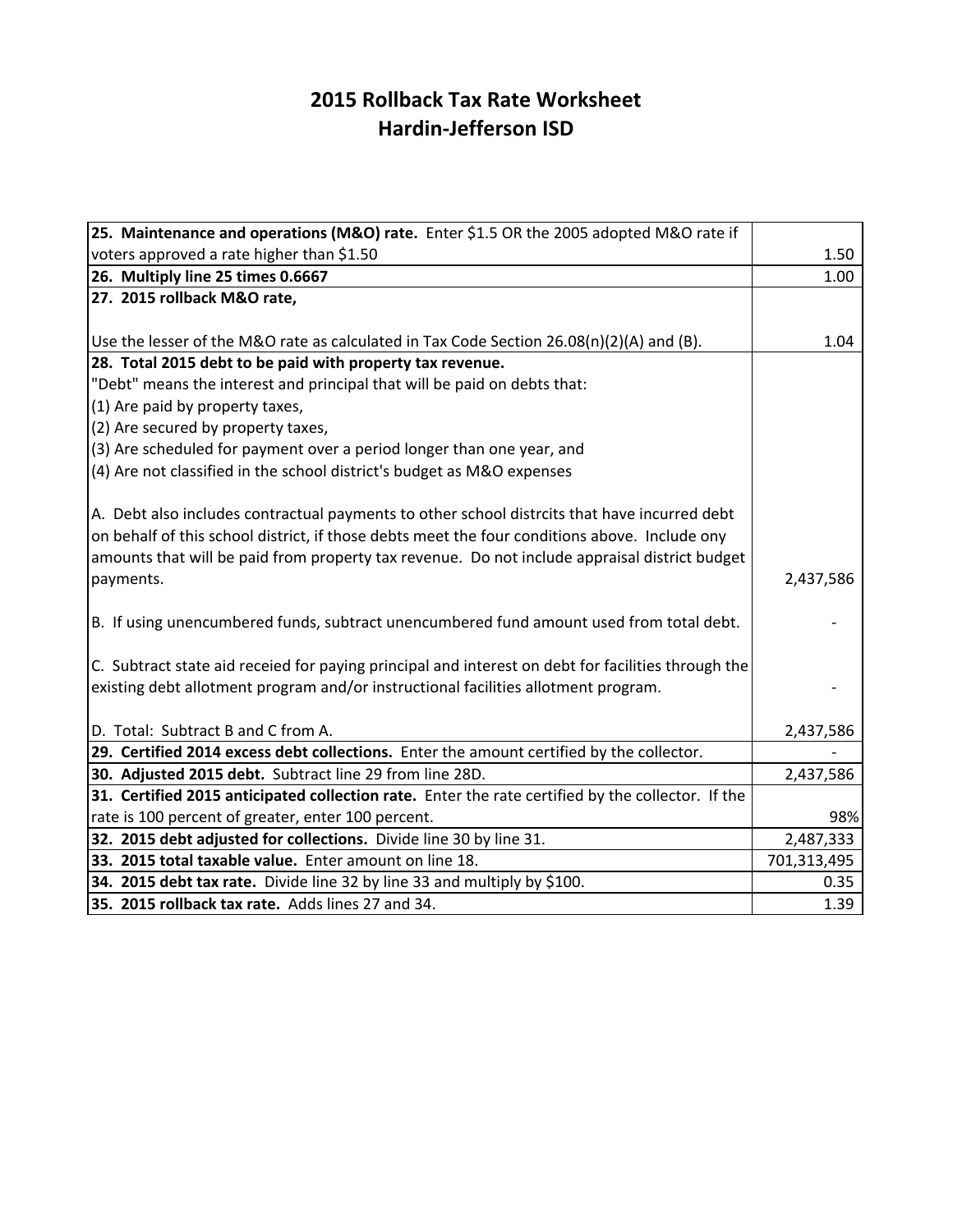# 2015 Rollback Tax Rate Worksheet
## Hardin-Jefferson ISD

| | |
|---|---|
| **25. Maintenance and operations (M&O) rate.** Enter $1.5 OR the 2005 adopted M&O rate if voters approved a rate higher than $1.50 | 1.50 |
| **26. Multiply line 25 times 0.6667** | 1.00 |
| **27. 2015 rollback M&O rate,**<br><br>Use the lesser of the M&O rate as calculated in Tax Code Section 26.08(n)(2)(A) and (B). | 1.04 |
| **28. Total 2015 debt to be paid with property tax revenue.**<br>"Debt" means the interest and principal that will be paid on debts that:<br>(1) Are paid by property taxes,<br>(2) Are secured by property taxes,<br>(3) Are scheduled for payment over a period longer than one year, and<br>(4) Are not classified in the school district's budget as M&O expenses<br><br>A. Debt also includes contractual payments to other school distrcits that have incurred debt on behalf of this school district, if those debts meet the four conditions above. Include ony amounts that will be paid from property tax revenue. Do not include appraisal district budget payments. | 2,437,586 |
| B. If using unencumbered funds, subtract unencumbered fund amount used from total debt. | - |
| C. Subtract state aid receied for paying principal and interest on debt for facilities through the existing debt allotment program and/or instructional facilities allotment program. | - |
| D. Total: Subtract B and C from A. | 2,437,586 |
| **29. Certified 2014 excess debt collections.** Enter the amount certified by the collector. | - |
| **30. Adjusted 2015 debt.** Subtract line 29 from line 28D. | 2,437,586 |
| **31. Certified 2015 anticipated collection rate.** Enter the rate certified by the collector. If the rate is 100 percent of greater, enter 100 percent. | 98% |
| **32. 2015 debt adjusted for collections.** Divide line 30 by line 31. | 2,487,333 |
| **33. 2015 total taxable value.** Enter amount on line 18. | 701,313,495 |
| **34. 2015 debt tax rate.** Divide line 32 by line 33 and multiply by $100. | 0.35 |
| **35. 2015 rollback tax rate.** Adds lines 27 and 34. | 1.39 |